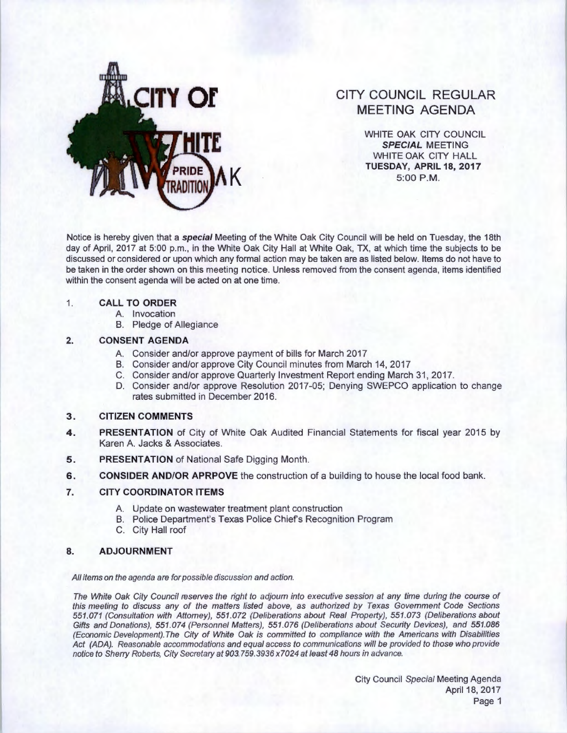# CITY COUNCIL REGULAR MEETING AGENDA

WHITE OAK CITY COUNCIL
***SPECIAL*** MEETING
WHITE OAK CITY HALL
**TUESDAY, APRIL 18, 2017**
5:00 P.M.

Notice is hereby given that a ***special*** Meeting of the White Oak City Council will be held on Tuesday, the 18th day of April, 2017 at 5:00 p.m., in the White Oak City Hall at White Oak, TX, at which time the subjects to be discussed or considered or upon which any formal action may be taken are as listed below. Items do not have to be taken in the order shown on this meeting notice. Unless removed from the consent agenda, items identified within the consent agenda will be acted on at one time.

1. **CALL TO ORDER**
   - A. Invocation
   - B. Pledge of Allegiance

2. **CONSENT AGENDA**
   - A. Consider and/or approve payment of bills for March 2017
   - B. Consider and/or approve City Council minutes from March 14, 2017
   - C. Consider and/or approve Quarterly Investment Report ending March 31, 2017.
   - D. Consider and/or approve Resolution 2017-05; Denying SWEPCO application to change rates submitted in December 2016.

3. **CITIZEN COMMENTS**

4. **PRESENTATION** of City of White Oak Audited Financial Statements for fiscal year 2015 by Karen A. Jacks & Associates.

5. **PRESENTATION** of National Safe Digging Month.

6. **CONSIDER AND/OR APRPOVE** the construction of a building to house the local food bank.

7. **CITY COORDINATOR ITEMS**
   - A. Update on wastewater treatment plant construction
   - B. Police Department's Texas Police Chief's Recognition Program
   - C. City Hall roof

8. **ADJOURNMENT**

*All items on the agenda are for possible discussion and action.*

*The White Oak City Council reserves the right to adjourn into executive session at any time during the course of this meeting to discuss any of the matters listed above, as authorized by Texas Government Code Sections 551.071 (Consultation with Attorney), 551.072 (Deliberations about Real Property), 551.073 (Deliberations about Gifts and Donations), 551.074 (Personnel Matters), 551.076 (Deliberations about Security Devices), and 551.086 (Economic Development).The City of White Oak is committed to compliance with the Americans with Disabilities Act (ADA). Reasonable accommodations and equal access to communications will be provided to those who provide notice to Sherry Roberts, City Secretary at 903.759.3936 x7024 at least 48 hours in advance.*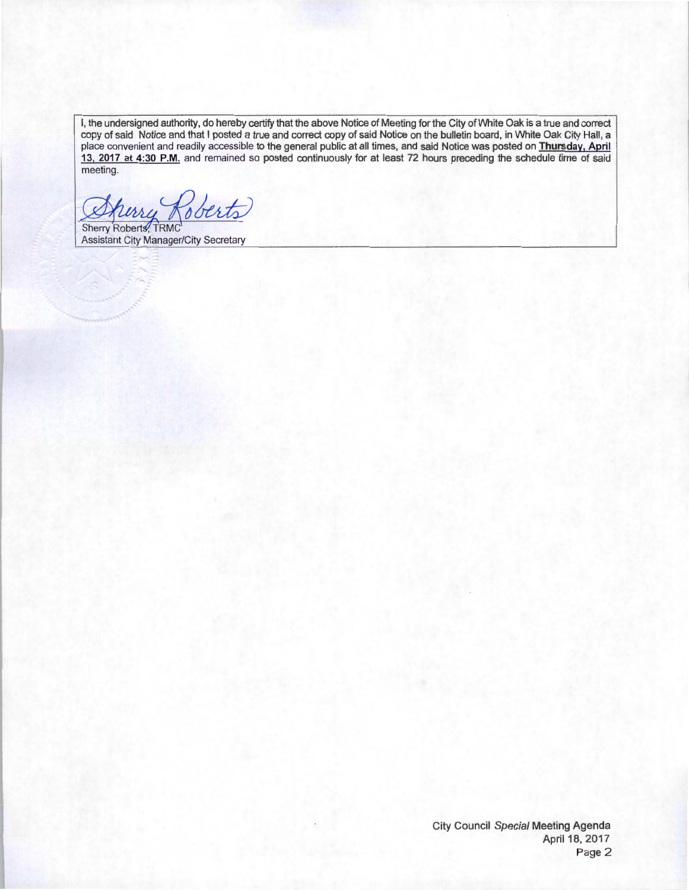I, the undersigned authority, do hereby certify that the above Notice of Meeting for the City of White Oak is a true and correct copy of said Notice and that I posted a true and correct copy of said Notice on the bulletin board, in White Oak City Hall, a place convenient and readily accessible to the general public at all times, and said Notice was posted on **Thursday, April 13, 2017 at 4:30 P.M.** and remained so posted continuously for at least 72 hours preceding the schedule time of said meeting.

Sherry Roberts, TRMC
Assistant City Manager/City Secretary